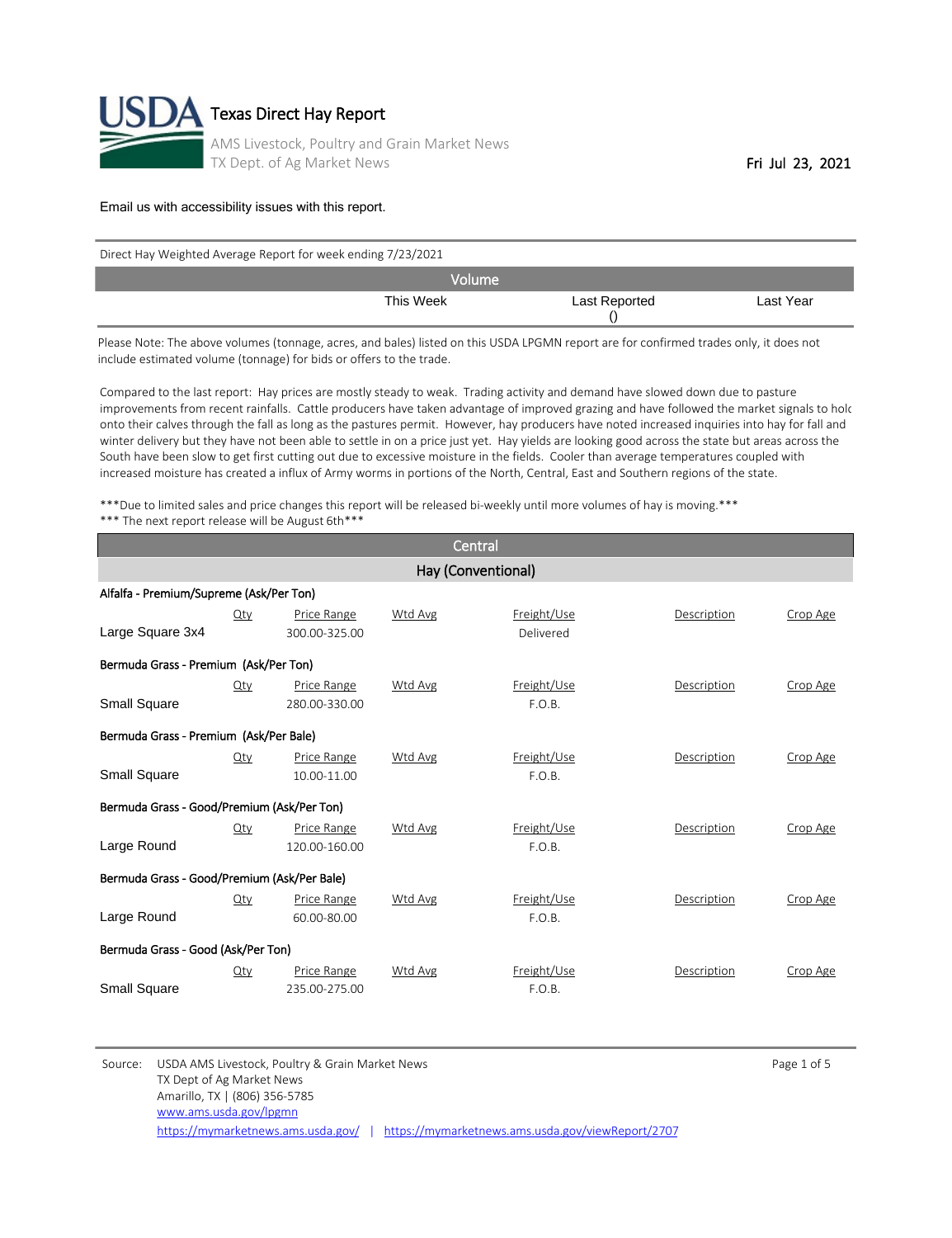# Texas Direct Hay Report

AMS Livestock, Poultry and Grain Market News
TX Dept. of Ag Market News

Fri Jul 23, 2021

Email us with accessibility issues with this report.

Direct Hay Weighted Average Report for week ending 7/23/2021

| Volume | | |
|---|---|---|
| This Week | Last Reported () | Last Year |

Please Note: The above volumes (tonnage, acres, and bales) listed on this USDA LPGMN report are for confirmed trades only, it does not include estimated volume (tonnage) for bids or offers to the trade.

Compared to the last report: Hay prices are mostly steady to weak. Trading activity and demand have slowed down due to pasture improvements from recent rainfalls. Cattle producers have taken advantage of improved grazing and have followed the market signals to holc onto their calves through the fall as long as the pastures permit. However, hay producers have noted increased inquiries into hay for fall and winter delivery but they have not been able to settle in on a price just yet. Hay yields are looking good across the state but areas across the South have been slow to get first cutting out due to excessive moisture in the fields. Cooler than average temperatures coupled with increased moisture has created a influx of Army worms in portions of the North, Central, East and Southern regions of the state.

***Due to limited sales and price changes this report will be released bi-weekly until more volumes of hay is moving.***
*** The next report release will be August 6th***

## Central

### Hay (Conventional)

**Alfalfa - Premium/Supreme (Ask/Per Ton)**

| | Qty | Price Range | Wtd Avg | Freight/Use | Description | Crop Age |
|---|---|---|---|---|---|---|
| Large Square 3x4 | | 300.00-325.00 | | Delivered | | |

**Bermuda Grass - Premium (Ask/Per Ton)**

| | Qty | Price Range | Wtd Avg | Freight/Use | Description | Crop Age |
|---|---|---|---|---|---|---|
| Small Square | | 280.00-330.00 | | F.O.B. | | |

**Bermuda Grass - Premium (Ask/Per Bale)**

| | Qty | Price Range | Wtd Avg | Freight/Use | Description | Crop Age |
|---|---|---|---|---|---|---|
| Small Square | | 10.00-11.00 | | F.O.B. | | |

**Bermuda Grass - Good/Premium (Ask/Per Ton)**

| | Qty | Price Range | Wtd Avg | Freight/Use | Description | Crop Age |
|---|---|---|---|---|---|---|
| Large Round | | 120.00-160.00 | | F.O.B. | | |

**Bermuda Grass - Good/Premium (Ask/Per Bale)**

| | Qty | Price Range | Wtd Avg | Freight/Use | Description | Crop Age |
|---|---|---|---|---|---|---|
| Large Round | | 60.00-80.00 | | F.O.B. | | |

**Bermuda Grass - Good (Ask/Per Ton)**

| | Qty | Price Range | Wtd Avg | Freight/Use | Description | Crop Age |
|---|---|---|---|---|---|---|
| Small Square | | 235.00-275.00 | | F.O.B. | | |

Source: USDA AMS Livestock, Poultry & Grain Market News
TX Dept of Ag Market News
Amarillo, TX | (806) 356-5785
www.ams.usda.gov/lpgmn
https://mymarketnews.ams.usda.gov/ | https://mymarketnews.ams.usda.gov/viewReport/2707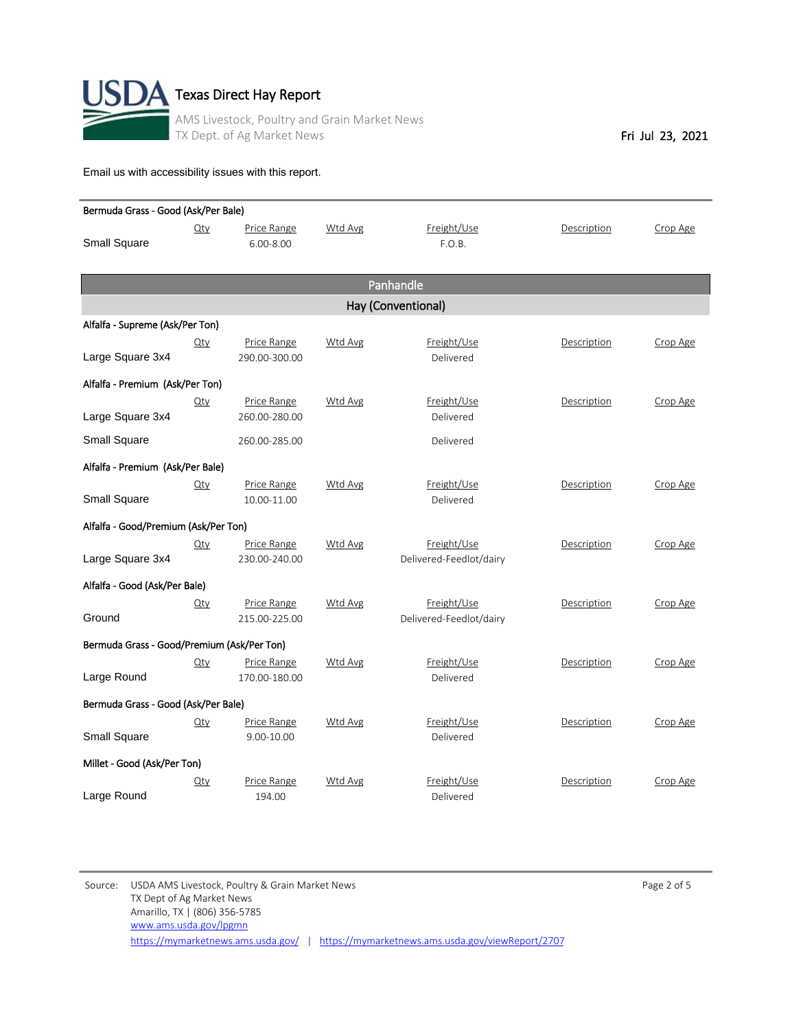# Texas Direct Hay Report

AMS Livestock, Poultry and Grain Market News
TX Dept. of Ag Market News

Fri Jul 23, 2021

Email us with accessibility issues with this report.

**Bermuda Grass - Good (Ask/Per Bale)**

| | Qty | Price Range | Wtd Avg | Freight/Use | Description | Crop Age |
|---|---|---|---|---|---|---|
| Small Square | | 6.00-8.00 | | F.O.B. | | |

## Panhandle

### Hay (Conventional)

**Alfalfa - Supreme (Ask/Per Ton)**

| | Qty | Price Range | Wtd Avg | Freight/Use | Description | Crop Age |
|---|---|---|---|---|---|---|
| Large Square 3x4 | | 290.00-300.00 | | Delivered | | |

**Alfalfa - Premium (Ask/Per Ton)**

| | Qty | Price Range | Wtd Avg | Freight/Use | Description | Crop Age |
|---|---|---|---|---|---|---|
| Large Square 3x4 | | 260.00-280.00 | | Delivered | | |
| Small Square | | 260.00-285.00 | | Delivered | | |

**Alfalfa - Premium (Ask/Per Bale)**

| | Qty | Price Range | Wtd Avg | Freight/Use | Description | Crop Age |
|---|---|---|---|---|---|---|
| Small Square | | 10.00-11.00 | | Delivered | | |

**Alfalfa - Good/Premium (Ask/Per Ton)**

| | Qty | Price Range | Wtd Avg | Freight/Use | Description | Crop Age |
|---|---|---|---|---|---|---|
| Large Square 3x4 | | 230.00-240.00 | | Delivered-Feedlot/dairy | | |

**Alfalfa - Good (Ask/Per Bale)**

| | Qty | Price Range | Wtd Avg | Freight/Use | Description | Crop Age |
|---|---|---|---|---|---|---|
| Ground | | 215.00-225.00 | | Delivered-Feedlot/dairy | | |

**Bermuda Grass - Good/Premium (Ask/Per Ton)**

| | Qty | Price Range | Wtd Avg | Freight/Use | Description | Crop Age |
|---|---|---|---|---|---|---|
| Large Round | | 170.00-180.00 | | Delivered | | |

**Bermuda Grass - Good (Ask/Per Bale)**

| | Qty | Price Range | Wtd Avg | Freight/Use | Description | Crop Age |
|---|---|---|---|---|---|---|
| Small Square | | 9.00-10.00 | | Delivered | | |

**Millet - Good (Ask/Per Ton)**

| | Qty | Price Range | Wtd Avg | Freight/Use | Description | Crop Age |
|---|---|---|---|---|---|---|
| Large Round | | 194.00 | | Delivered | | |

Source: USDA AMS Livestock, Poultry & Grain Market News
TX Dept of Ag Market News
Amarillo, TX | (806) 356-5785
www.ams.usda.gov/lpgmn
https://mymarketnews.ams.usda.gov/ | https://mymarketnews.ams.usda.gov/viewReport/2707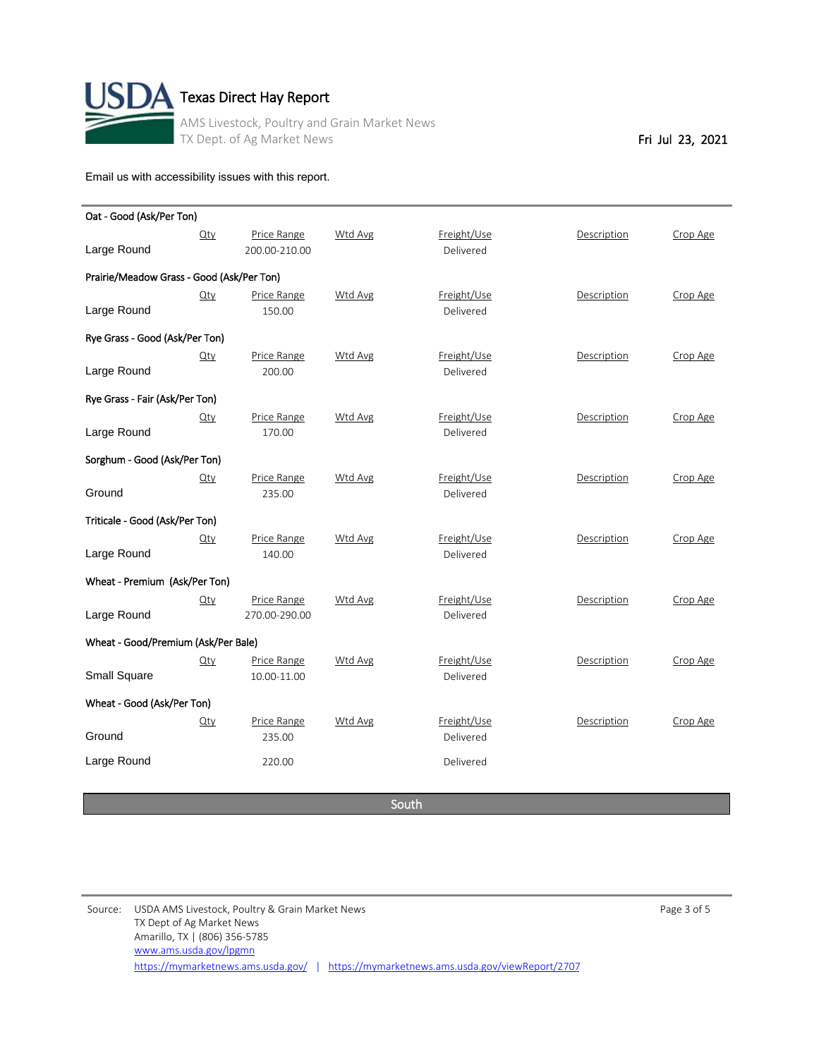# Texas Direct Hay Report

AMS Livestock, Poultry and Grain Market News
TX Dept. of Ag Market News

Fri Jul 23, 2021

Email us with accessibility issues with this report.

**Oat - Good (Ask/Per Ton)**

| | Qty | Price Range | Wtd Avg | Freight/Use | Description | Crop Age |
|---|---|---|---|---|---|---|
| Large Round | | 200.00-210.00 | | Delivered | | |

**Prairie/Meadow Grass - Good (Ask/Per Ton)**

| | Qty | Price Range | Wtd Avg | Freight/Use | Description | Crop Age |
|---|---|---|---|---|---|---|
| Large Round | | 150.00 | | Delivered | | |

**Rye Grass - Good (Ask/Per Ton)**

| | Qty | Price Range | Wtd Avg | Freight/Use | Description | Crop Age |
|---|---|---|---|---|---|---|
| Large Round | | 200.00 | | Delivered | | |

**Rye Grass - Fair (Ask/Per Ton)**

| | Qty | Price Range | Wtd Avg | Freight/Use | Description | Crop Age |
|---|---|---|---|---|---|---|
| Large Round | | 170.00 | | Delivered | | |

**Sorghum - Good (Ask/Per Ton)**

| | Qty | Price Range | Wtd Avg | Freight/Use | Description | Crop Age |
|---|---|---|---|---|---|---|
| Ground | | 235.00 | | Delivered | | |

**Triticale - Good (Ask/Per Ton)**

| | Qty | Price Range | Wtd Avg | Freight/Use | Description | Crop Age |
|---|---|---|---|---|---|---|
| Large Round | | 140.00 | | Delivered | | |

**Wheat - Premium (Ask/Per Ton)**

| | Qty | Price Range | Wtd Avg | Freight/Use | Description | Crop Age |
|---|---|---|---|---|---|---|
| Large Round | | 270.00-290.00 | | Delivered | | |

**Wheat - Good/Premium (Ask/Per Bale)**

| | Qty | Price Range | Wtd Avg | Freight/Use | Description | Crop Age |
|---|---|---|---|---|---|---|
| Small Square | | 10.00-11.00 | | Delivered | | |

**Wheat - Good (Ask/Per Ton)**

| | Qty | Price Range | Wtd Avg | Freight/Use | Description | Crop Age |
|---|---|---|---|---|---|---|
| Ground | | 235.00 | | Delivered | | |
| Large Round | | 220.00 | | Delivered | | |

## South

Source: USDA AMS Livestock, Poultry & Grain Market News
TX Dept of Ag Market News
Amarillo, TX | (806) 356-5785
www.ams.usda.gov/lpgmn
https://mymarketnews.ams.usda.gov/ | https://mymarketnews.ams.usda.gov/viewReport/2707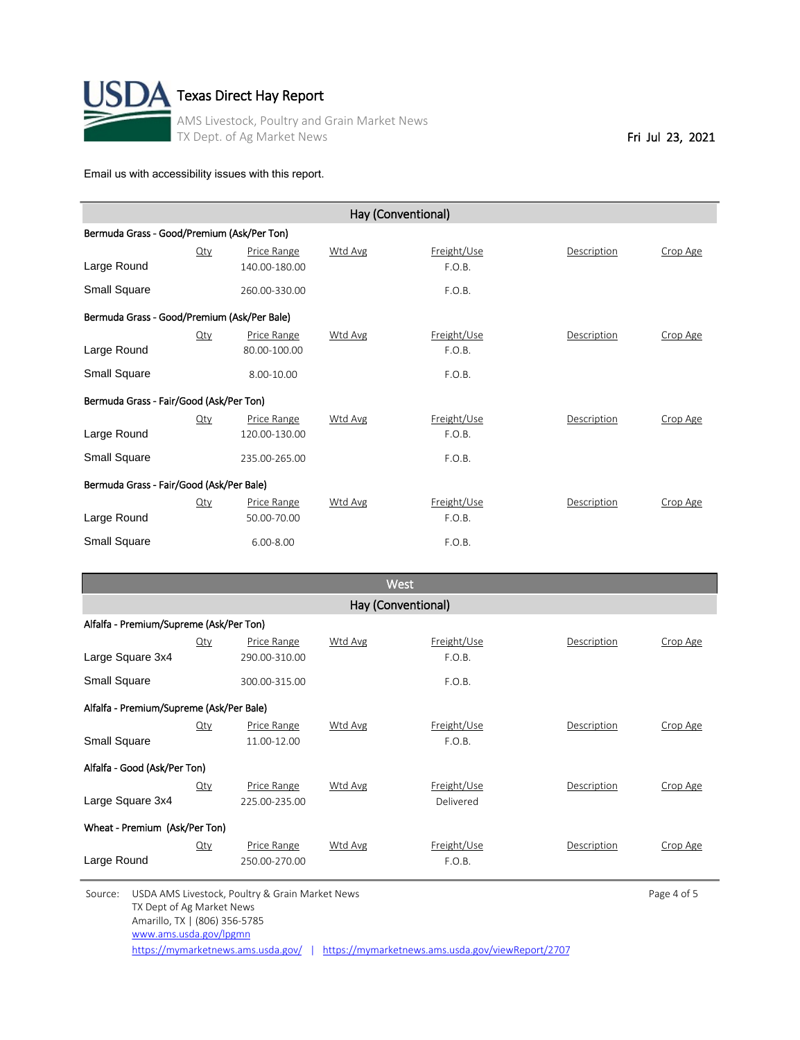# Texas Direct Hay Report

AMS Livestock, Poultry and Grain Market News
TX Dept. of Ag Market News

Fri Jul 23, 2021

Email us with accessibility issues with this report.

## Hay (Conventional)

**Bermuda Grass - Good/Premium (Ask/Per Ton)**

| | Qty | Price Range | Wtd Avg | Freight/Use | Description | Crop Age |
|---|---|---|---|---|---|---|
| Large Round | | 140.00-180.00 | | F.O.B. | | |
| Small Square | | 260.00-330.00 | | F.O.B. | | |

**Bermuda Grass - Good/Premium (Ask/Per Bale)**

| | Qty | Price Range | Wtd Avg | Freight/Use | Description | Crop Age |
|---|---|---|---|---|---|---|
| Large Round | | 80.00-100.00 | | F.O.B. | | |
| Small Square | | 8.00-10.00 | | F.O.B. | | |

**Bermuda Grass - Fair/Good (Ask/Per Ton)**

| | Qty | Price Range | Wtd Avg | Freight/Use | Description | Crop Age |
|---|---|---|---|---|---|---|
| Large Round | | 120.00-130.00 | | F.O.B. | | |
| Small Square | | 235.00-265.00 | | F.O.B. | | |

**Bermuda Grass - Fair/Good (Ask/Per Bale)**

| | Qty | Price Range | Wtd Avg | Freight/Use | Description | Crop Age |
|---|---|---|---|---|---|---|
| Large Round | | 50.00-70.00 | | F.O.B. | | |
| Small Square | | 6.00-8.00 | | F.O.B. | | |

## West

### Hay (Conventional)

**Alfalfa - Premium/Supreme (Ask/Per Ton)**

| | Qty | Price Range | Wtd Avg | Freight/Use | Description | Crop Age |
|---|---|---|---|---|---|---|
| Large Square 3x4 | | 290.00-310.00 | | F.O.B. | | |
| Small Square | | 300.00-315.00 | | F.O.B. | | |

**Alfalfa - Premium/Supreme (Ask/Per Bale)**

| | Qty | Price Range | Wtd Avg | Freight/Use | Description | Crop Age |
|---|---|---|---|---|---|---|
| Small Square | | 11.00-12.00 | | F.O.B. | | |

**Alfalfa - Good (Ask/Per Ton)**

| | Qty | Price Range | Wtd Avg | Freight/Use | Description | Crop Age |
|---|---|---|---|---|---|---|
| Large Square 3x4 | | 225.00-235.00 | | Delivered | | |

**Wheat - Premium (Ask/Per Ton)**

| | Qty | Price Range | Wtd Avg | Freight/Use | Description | Crop Age |
|---|---|---|---|---|---|---|
| Large Round | | 250.00-270.00 | | F.O.B. | | |

Source: USDA AMS Livestock, Poultry & Grain Market News
TX Dept of Ag Market News
Amarillo, TX | (806) 356-5785
www.ams.usda.gov/lpgmn
https://mymarketnews.ams.usda.gov/ | https://mymarketnews.ams.usda.gov/viewReport/2707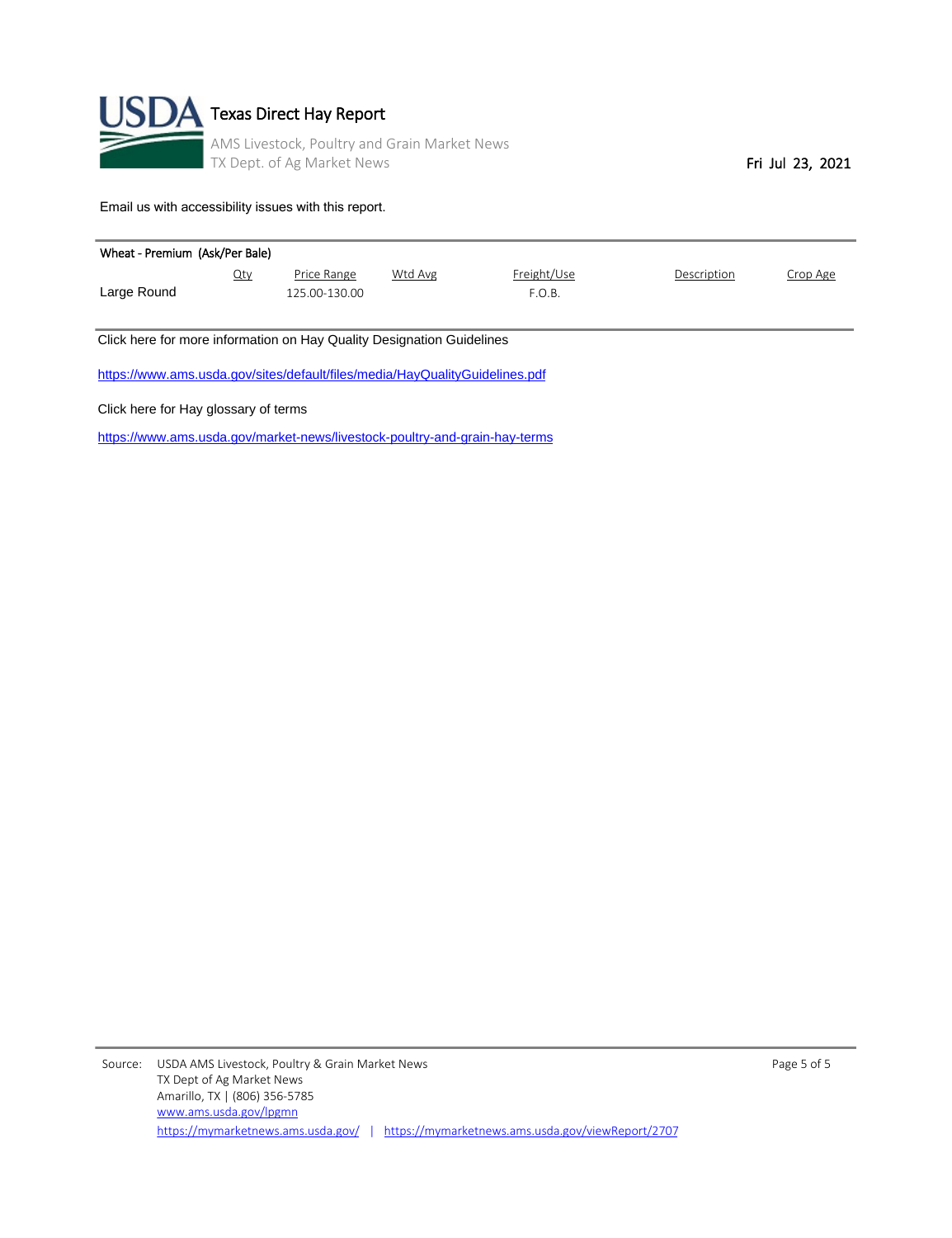# Texas Direct Hay Report

AMS Livestock, Poultry and Grain Market News
TX Dept. of Ag Market News

Fri Jul 23, 2021

Email us with accessibility issues with this report.

**Wheat - Premium (Ask/Per Bale)**

| | Qty | Price Range | Wtd Avg | Freight/Use | Description | Crop Age |
|---|---|---|---|---|---|---|
| Large Round | | 125.00-130.00 | | F.O.B. | | |

Click here for more information on Hay Quality Designation Guidelines

https://www.ams.usda.gov/sites/default/files/media/HayQualityGuidelines.pdf

Click here for Hay glossary of terms

https://www.ams.usda.gov/market-news/livestock-poultry-and-grain-hay-terms

Source: USDA AMS Livestock, Poultry & Grain Market News
TX Dept of Ag Market News
Amarillo, TX | (806) 356-5785
www.ams.usda.gov/lpgmn
https://mymarketnews.ams.usda.gov/ | https://mymarketnews.ams.usda.gov/viewReport/2707